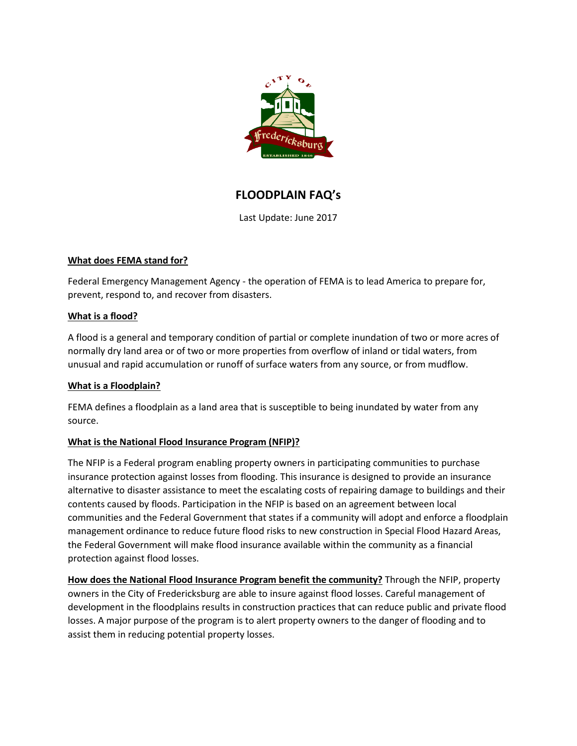# FLOODPLAIN FAQ's

Last Update: June 2017

**What does FEMA stand for?**

Federal Emergency Management Agency - the operation of FEMA is to lead America to prepare for, prevent, respond to, and recover from disasters.

**What is a flood?**

A flood is a general and temporary condition of partial or complete inundation of two or more acres of normally dry land area or of two or more properties from overflow of inland or tidal waters, from unusual and rapid accumulation or runoff of surface waters from any source, or from mudflow.

**What is a Floodplain?**

FEMA defines a floodplain as a land area that is susceptible to being inundated by water from any source.

**What is the National Flood Insurance Program (NFIP)?**

The NFIP is a Federal program enabling property owners in participating communities to purchase insurance protection against losses from flooding. This insurance is designed to provide an insurance alternative to disaster assistance to meet the escalating costs of repairing damage to buildings and their contents caused by floods. Participation in the NFIP is based on an agreement between local communities and the Federal Government that states if a community will adopt and enforce a floodplain management ordinance to reduce future flood risks to new construction in Special Flood Hazard Areas, the Federal Government will make flood insurance available within the community as a financial protection against flood losses.

**How does the National Flood Insurance Program benefit the community?** Through the NFIP, property owners in the City of Fredericksburg are able to insure against flood losses. Careful management of development in the floodplains results in construction practices that can reduce public and private flood losses. A major purpose of the program is to alert property owners to the danger of flooding and to assist them in reducing potential property losses.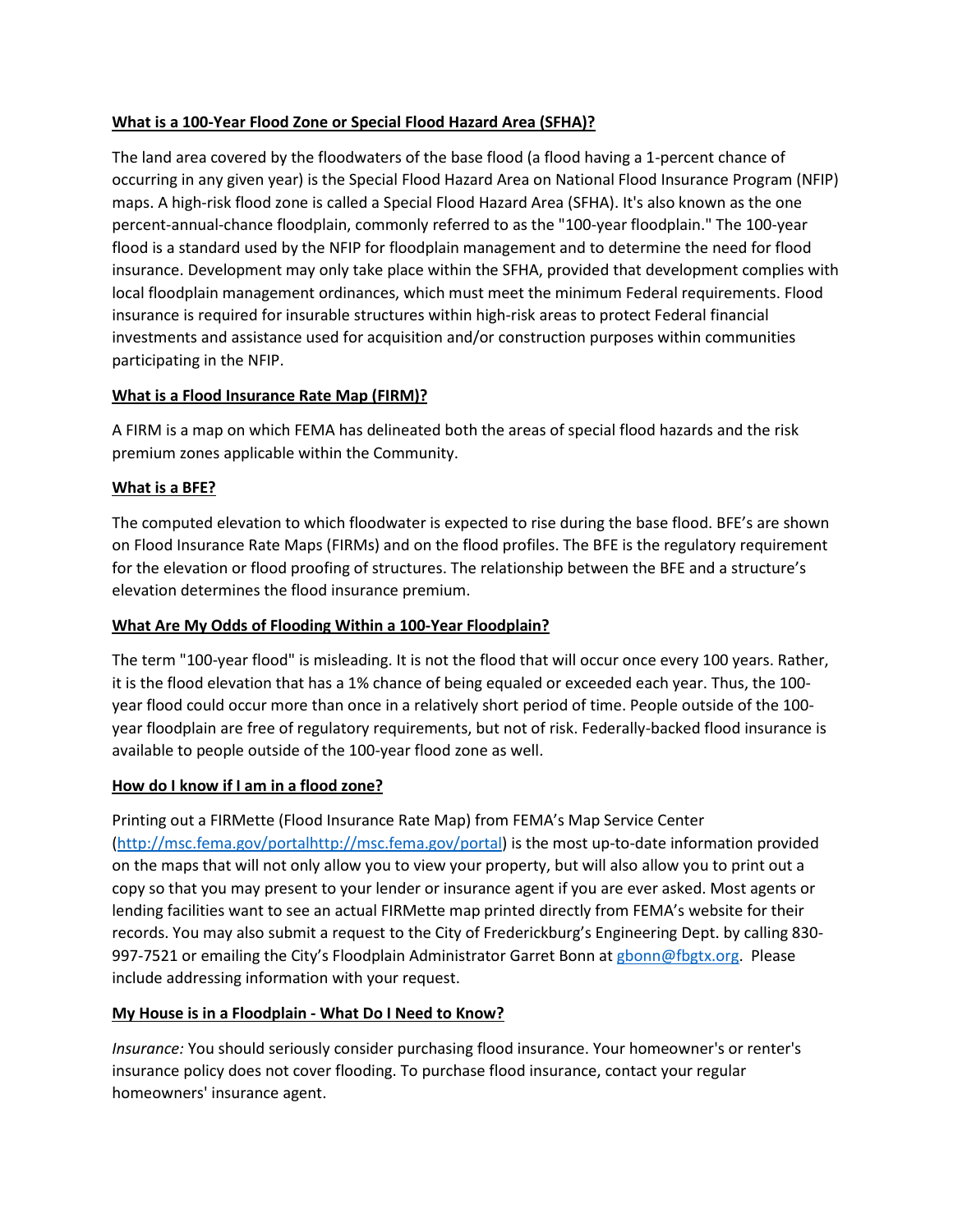**What is a 100-Year Flood Zone or Special Flood Hazard Area (SFHA)?**

The land area covered by the floodwaters of the base flood (a flood having a 1-percent chance of occurring in any given year) is the Special Flood Hazard Area on National Flood Insurance Program (NFIP) maps. A high-risk flood zone is called a Special Flood Hazard Area (SFHA). It's also known as the one percent-annual-chance floodplain, commonly referred to as the "100-year floodplain." The 100-year flood is a standard used by the NFIP for floodplain management and to determine the need for flood insurance. Development may only take place within the SFHA, provided that development complies with local floodplain management ordinances, which must meet the minimum Federal requirements. Flood insurance is required for insurable structures within high-risk areas to protect Federal financial investments and assistance used for acquisition and/or construction purposes within communities participating in the NFIP.

**What is a Flood Insurance Rate Map (FIRM)?**

A FIRM is a map on which FEMA has delineated both the areas of special flood hazards and the risk premium zones applicable within the Community.

**What is a BFE?**

The computed elevation to which floodwater is expected to rise during the base flood. BFE's are shown on Flood Insurance Rate Maps (FIRMs) and on the flood profiles. The BFE is the regulatory requirement for the elevation or flood proofing of structures. The relationship between the BFE and a structure's elevation determines the flood insurance premium.

**What Are My Odds of Flooding Within a 100-Year Floodplain?**

The term "100-year flood" is misleading. It is not the flood that will occur once every 100 years. Rather, it is the flood elevation that has a 1% chance of being equaled or exceeded each year. Thus, the 100-year flood could occur more than once in a relatively short period of time. People outside of the 100-year floodplain are free of regulatory requirements, but not of risk. Federally-backed flood insurance is available to people outside of the 100-year flood zone as well.

**How do I know if I am in a flood zone?**

Printing out a FIRMette (Flood Insurance Rate Map) from FEMA's Map Service Center (http://msc.fema.gov/portalhttp://msc.fema.gov/portal) is the most up-to-date information provided on the maps that will not only allow you to view your property, but will also allow you to print out a copy so that you may present to your lender or insurance agent if you are ever asked. Most agents or lending facilities want to see an actual FIRMette map printed directly from FEMA's website for their records. You may also submit a request to the City of Frederickburg's Engineering Dept. by calling 830-997-7521 or emailing the City's Floodplain Administrator Garret Bonn at gbonn@fbgtx.org. Please include addressing information with your request.

**My House is in a Floodplain - What Do I Need to Know?**

*Insurance:* You should seriously consider purchasing flood insurance. Your homeowner's or renter's insurance policy does not cover flooding. To purchase flood insurance, contact your regular homeowners' insurance agent.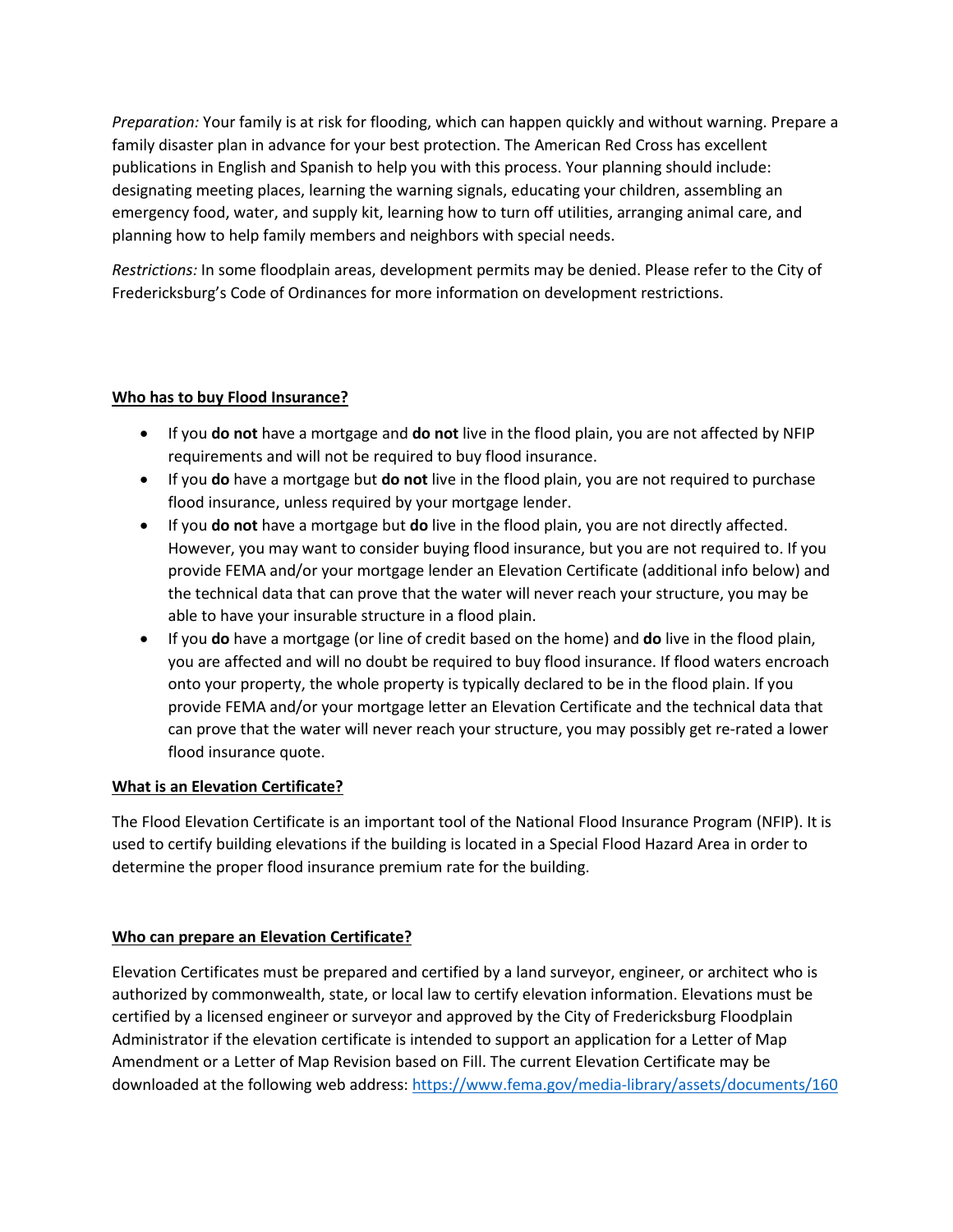*Preparation:* Your family is at risk for flooding, which can happen quickly and without warning. Prepare a family disaster plan in advance for your best protection. The American Red Cross has excellent publications in English and Spanish to help you with this process. Your planning should include: designating meeting places, learning the warning signals, educating your children, assembling an emergency food, water, and supply kit, learning how to turn off utilities, arranging animal care, and planning how to help family members and neighbors with special needs.

*Restrictions:* In some floodplain areas, development permits may be denied. Please refer to the City of Fredericksburg's Code of Ordinances for more information on development restrictions.

## Who has to buy Flood Insurance?

- If you **do not** have a mortgage and **do not** live in the flood plain, you are not affected by NFIP requirements and will not be required to buy flood insurance.
- If you **do** have a mortgage but **do not** live in the flood plain, you are not required to purchase flood insurance, unless required by your mortgage lender.
- If you **do not** have a mortgage but **do** live in the flood plain, you are not directly affected. However, you may want to consider buying flood insurance, but you are not required to. If you provide FEMA and/or your mortgage lender an Elevation Certificate (additional info below) and the technical data that can prove that the water will never reach your structure, you may be able to have your insurable structure in a flood plain.
- If you **do** have a mortgage (or line of credit based on the home) and **do** live in the flood plain, you are affected and will no doubt be required to buy flood insurance. If flood waters encroach onto your property, the whole property is typically declared to be in the flood plain. If you provide FEMA and/or your mortgage letter an Elevation Certificate and the technical data that can prove that the water will never reach your structure, you may possibly get re-rated a lower flood insurance quote.

## What is an Elevation Certificate?

The Flood Elevation Certificate is an important tool of the National Flood Insurance Program (NFIP). It is used to certify building elevations if the building is located in a Special Flood Hazard Area in order to determine the proper flood insurance premium rate for the building.

## Who can prepare an Elevation Certificate?

Elevation Certificates must be prepared and certified by a land surveyor, engineer, or architect who is authorized by commonwealth, state, or local law to certify elevation information. Elevations must be certified by a licensed engineer or surveyor and approved by the City of Fredericksburg Floodplain Administrator if the elevation certificate is intended to support an application for a Letter of Map Amendment or a Letter of Map Revision based on Fill. The current Elevation Certificate may be downloaded at the following web address: https://www.fema.gov/media-library/assets/documents/160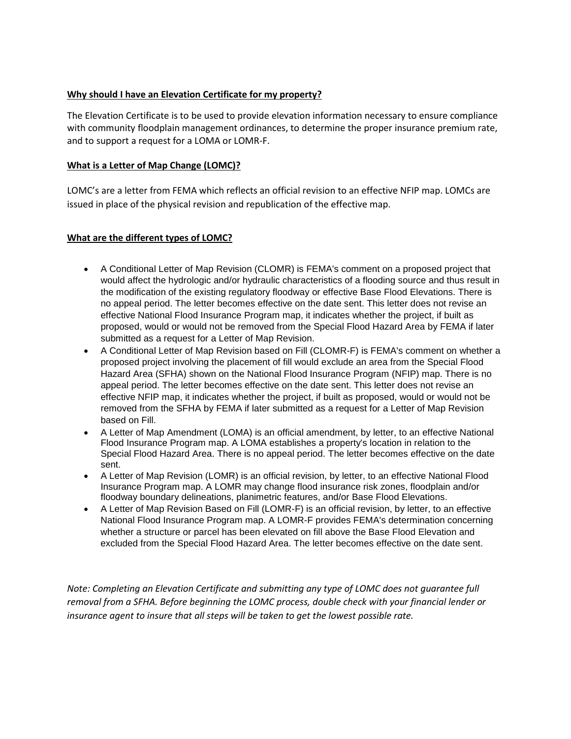**<u>Why should I have an Elevation Certificate for my property?</u>**

The Elevation Certificate is to be used to provide elevation information necessary to ensure compliance with community floodplain management ordinances, to determine the proper insurance premium rate, and to support a request for a LOMA or LOMR-F.

**<u>What is a Letter of Map Change (LOMC)?</u>**

LOMC's are a letter from FEMA which reflects an official revision to an effective NFIP map. LOMCs are issued in place of the physical revision and republication of the effective map.

**<u>What are the different types of LOMC?</u>**

- A Conditional Letter of Map Revision (CLOMR) is FEMA's comment on a proposed project that would affect the hydrologic and/or hydraulic characteristics of a flooding source and thus result in the modification of the existing regulatory floodway or effective Base Flood Elevations. There is no appeal period. The letter becomes effective on the date sent. This letter does not revise an effective National Flood Insurance Program map, it indicates whether the project, if built as proposed, would or would not be removed from the Special Flood Hazard Area by FEMA if later submitted as a request for a Letter of Map Revision.
- A Conditional Letter of Map Revision based on Fill (CLOMR-F) is FEMA's comment on whether a proposed project involving the placement of fill would exclude an area from the Special Flood Hazard Area (SFHA) shown on the National Flood Insurance Program (NFIP) map. There is no appeal period. The letter becomes effective on the date sent. This letter does not revise an effective NFIP map, it indicates whether the project, if built as proposed, would or would not be removed from the SFHA by FEMA if later submitted as a request for a Letter of Map Revision based on Fill.
- A Letter of Map Amendment (LOMA) is an official amendment, by letter, to an effective National Flood Insurance Program map. A LOMA establishes a property's location in relation to the Special Flood Hazard Area. There is no appeal period. The letter becomes effective on the date sent.
- A Letter of Map Revision (LOMR) is an official revision, by letter, to an effective National Flood Insurance Program map. A LOMR may change flood insurance risk zones, floodplain and/or floodway boundary delineations, planimetric features, and/or Base Flood Elevations.
- A Letter of Map Revision Based on Fill (LOMR-F) is an official revision, by letter, to an effective National Flood Insurance Program map. A LOMR-F provides FEMA's determination concerning whether a structure or parcel has been elevated on fill above the Base Flood Elevation and excluded from the Special Flood Hazard Area. The letter becomes effective on the date sent.

*Note: Completing an Elevation Certificate and submitting any type of LOMC does not guarantee full removal from a SFHA. Before beginning the LOMC process, double check with your financial lender or insurance agent to insure that all steps will be taken to get the lowest possible rate.*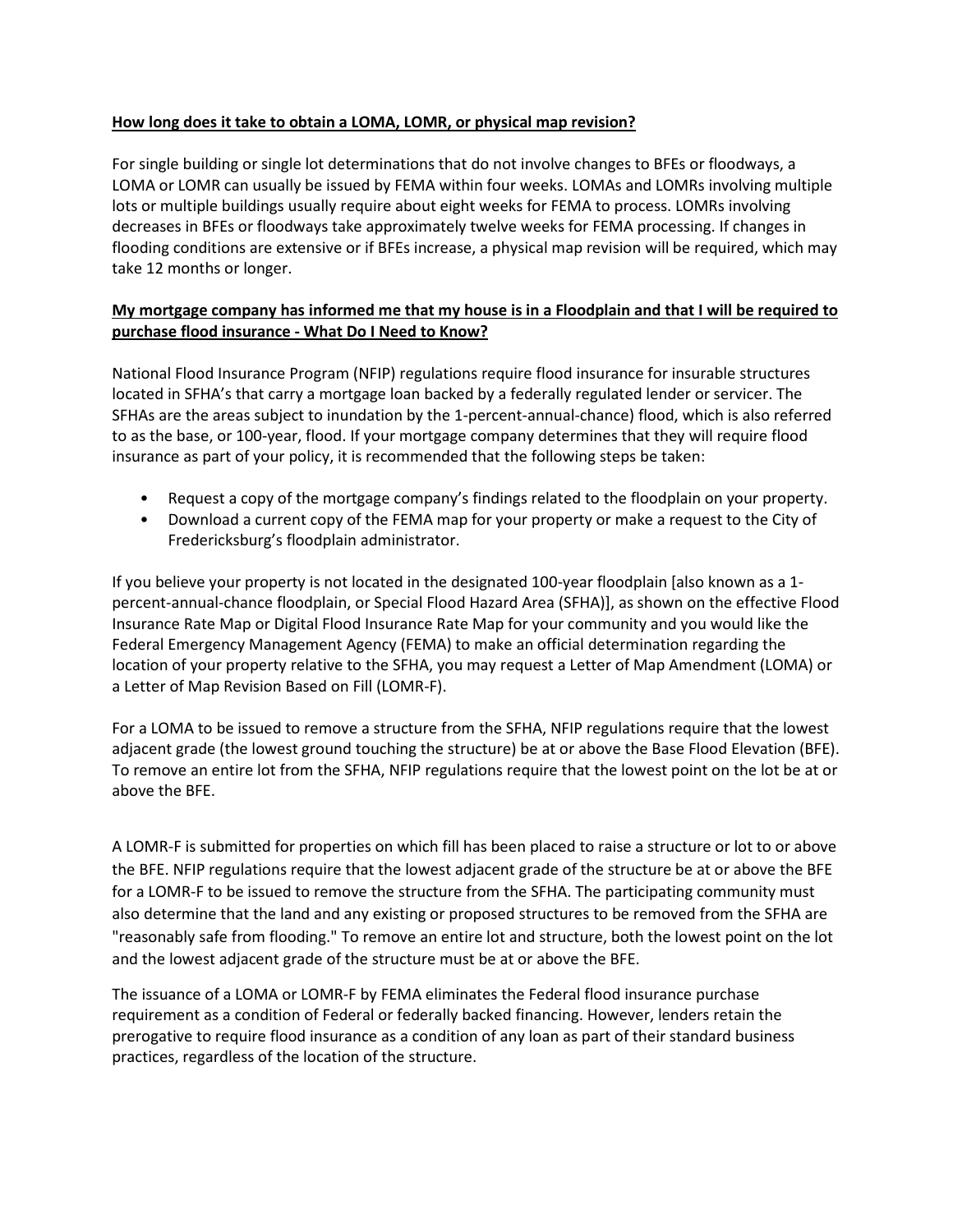**How long does it take to obtain a LOMA, LOMR, or physical map revision?**

For single building or single lot determinations that do not involve changes to BFEs or floodways, a LOMA or LOMR can usually be issued by FEMA within four weeks. LOMAs and LOMRs involving multiple lots or multiple buildings usually require about eight weeks for FEMA to process. LOMRs involving decreases in BFEs or floodways take approximately twelve weeks for FEMA processing. If changes in flooding conditions are extensive or if BFEs increase, a physical map revision will be required, which may take 12 months or longer.

**My mortgage company has informed me that my house is in a Floodplain and that I will be required to purchase flood insurance - What Do I Need to Know?**

National Flood Insurance Program (NFIP) regulations require flood insurance for insurable structures located in SFHA's that carry a mortgage loan backed by a federally regulated lender or servicer. The SFHAs are the areas subject to inundation by the 1-percent-annual-chance) flood, which is also referred to as the base, or 100-year, flood. If your mortgage company determines that they will require flood insurance as part of your policy, it is recommended that the following steps be taken:

- Request a copy of the mortgage company's findings related to the floodplain on your property.
- Download a current copy of the FEMA map for your property or make a request to the City of Fredericksburg's floodplain administrator.

If you believe your property is not located in the designated 100-year floodplain [also known as a 1-percent-annual-chance floodplain, or Special Flood Hazard Area (SFHA)], as shown on the effective Flood Insurance Rate Map or Digital Flood Insurance Rate Map for your community and you would like the Federal Emergency Management Agency (FEMA) to make an official determination regarding the location of your property relative to the SFHA, you may request a Letter of Map Amendment (LOMA) or a Letter of Map Revision Based on Fill (LOMR-F).

For a LOMA to be issued to remove a structure from the SFHA, NFIP regulations require that the lowest adjacent grade (the lowest ground touching the structure) be at or above the Base Flood Elevation (BFE). To remove an entire lot from the SFHA, NFIP regulations require that the lowest point on the lot be at or above the BFE.

A LOMR-F is submitted for properties on which fill has been placed to raise a structure or lot to or above the BFE. NFIP regulations require that the lowest adjacent grade of the structure be at or above the BFE for a LOMR-F to be issued to remove the structure from the SFHA. The participating community must also determine that the land and any existing or proposed structures to be removed from the SFHA are "reasonably safe from flooding." To remove an entire lot and structure, both the lowest point on the lot and the lowest adjacent grade of the structure must be at or above the BFE.

The issuance of a LOMA or LOMR-F by FEMA eliminates the Federal flood insurance purchase requirement as a condition of Federal or federally backed financing. However, lenders retain the prerogative to require flood insurance as a condition of any loan as part of their standard business practices, regardless of the location of the structure.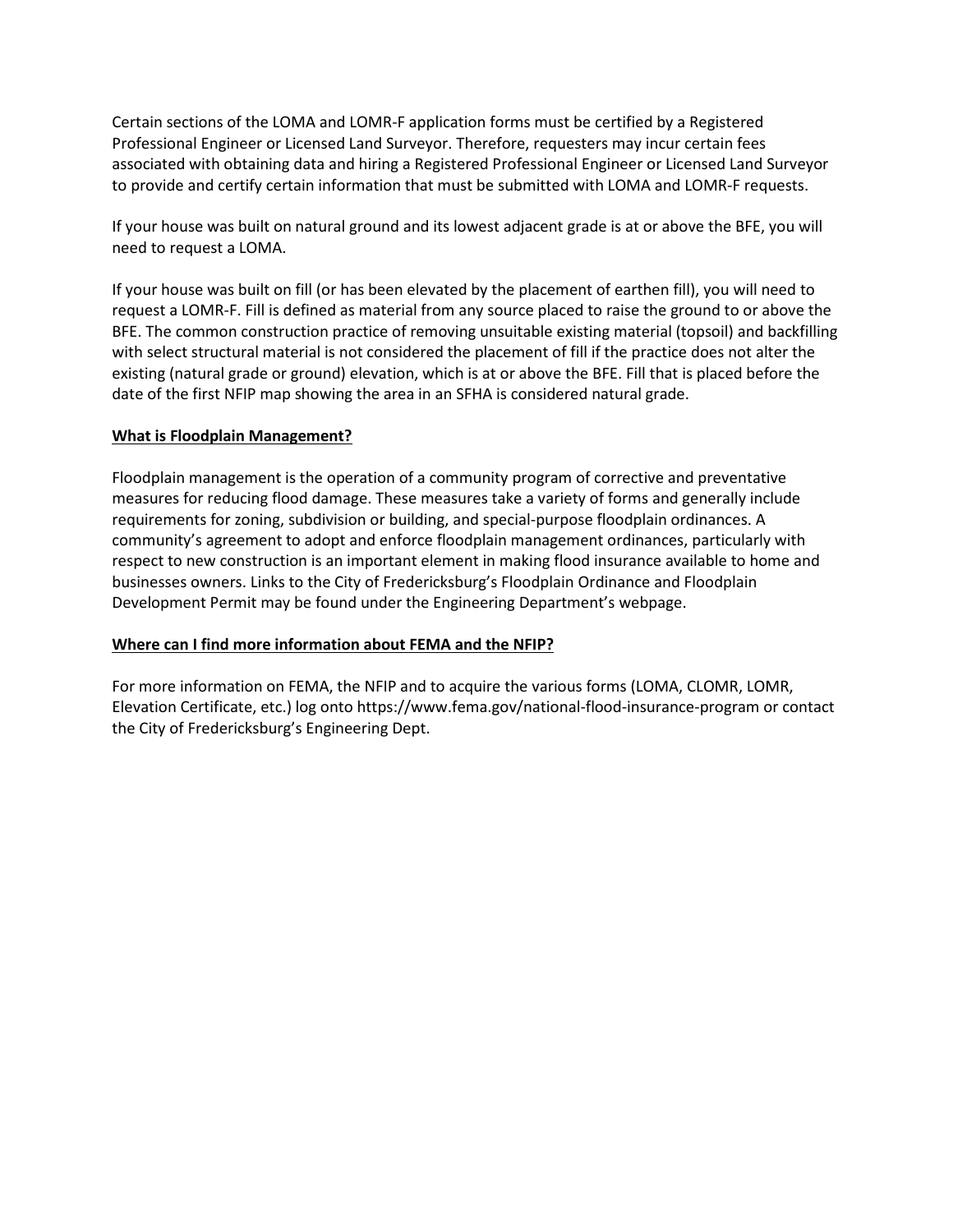Certain sections of the LOMA and LOMR-F application forms must be certified by a Registered Professional Engineer or Licensed Land Surveyor. Therefore, requesters may incur certain fees associated with obtaining data and hiring a Registered Professional Engineer or Licensed Land Surveyor to provide and certify certain information that must be submitted with LOMA and LOMR-F requests.

If your house was built on natural ground and its lowest adjacent grade is at or above the BFE, you will need to request a LOMA.

If your house was built on fill (or has been elevated by the placement of earthen fill), you will need to request a LOMR-F. Fill is defined as material from any source placed to raise the ground to or above the BFE. The common construction practice of removing unsuitable existing material (topsoil) and backfilling with select structural material is not considered the placement of fill if the practice does not alter the existing (natural grade or ground) elevation, which is at or above the BFE. Fill that is placed before the date of the first NFIP map showing the area in an SFHA is considered natural grade.

**<u>What is Floodplain Management?</u>**

Floodplain management is the operation of a community program of corrective and preventative measures for reducing flood damage. These measures take a variety of forms and generally include requirements for zoning, subdivision or building, and special-purpose floodplain ordinances. A community's agreement to adopt and enforce floodplain management ordinances, particularly with respect to new construction is an important element in making flood insurance available to home and businesses owners. Links to the City of Fredericksburg's Floodplain Ordinance and Floodplain Development Permit may be found under the Engineering Department's webpage.

**<u>Where can I find more information about FEMA and the NFIP?</u>**

For more information on FEMA, the NFIP and to acquire the various forms (LOMA, CLOMR, LOMR, Elevation Certificate, etc.) log onto https://www.fema.gov/national-flood-insurance-program or contact the City of Fredericksburg's Engineering Dept.